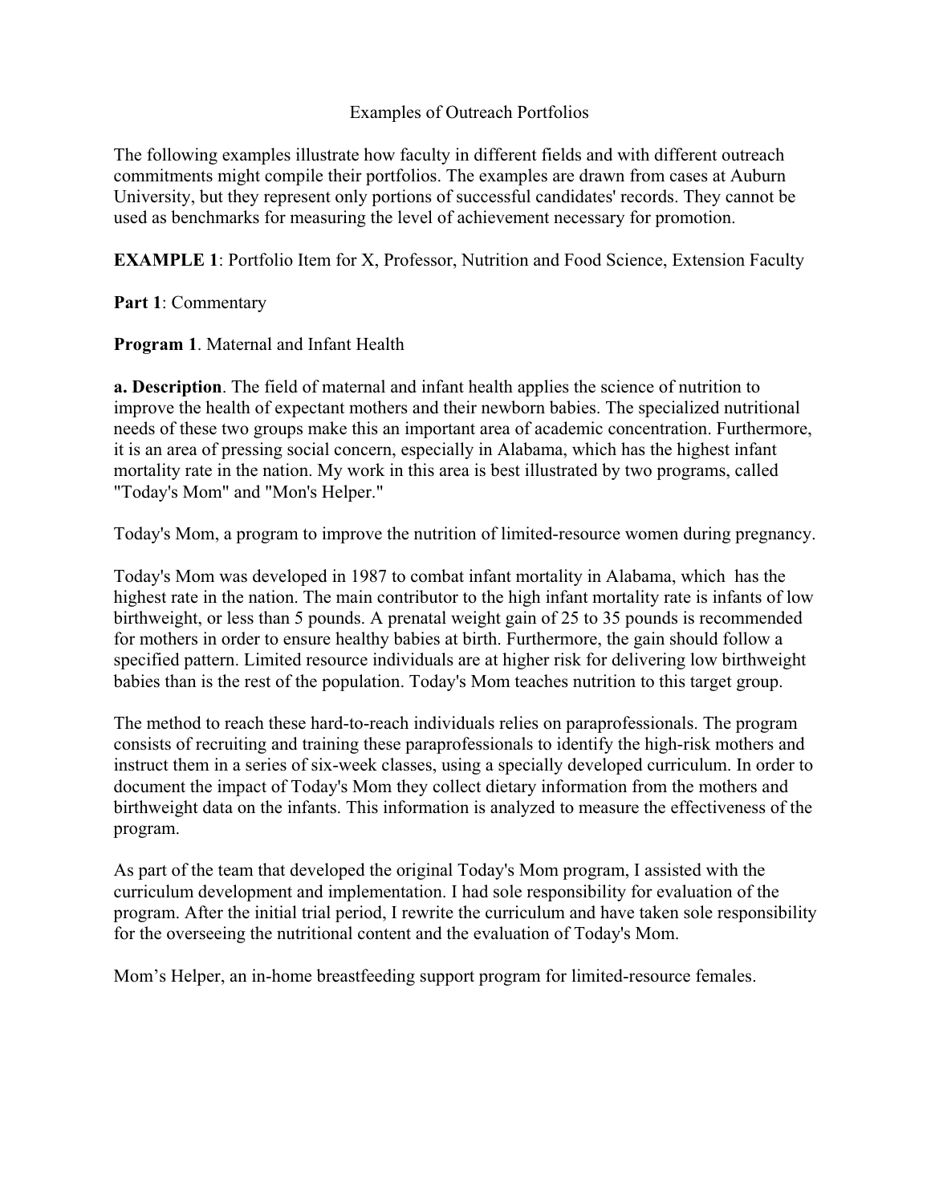# Examples of Outreach Portfolios

The following examples illustrate how faculty in different fields and with different outreach commitments might compile their portfolios. The examples are drawn from cases at Auburn University, but they represent only portions of successful candidates' records. They cannot be used as benchmarks for measuring the level of achievement necessary for promotion.

**EXAMPLE 1**: Portfolio Item for X, Professor, Nutrition and Food Science, Extension Faculty

**Part 1**: Commentary

**Program 1**. Maternal and Infant Health

**a. Description**. The field of maternal and infant health applies the science of nutrition to improve the health of expectant mothers and their newborn babies. The specialized nutritional needs of these two groups make this an important area of academic concentration. Furthermore, it is an area of pressing social concern, especially in Alabama, which has the highest infant mortality rate in the nation. My work in this area is best illustrated by two programs, called "Today's Mom" and "Mon's Helper."

Today's Mom, a program to improve the nutrition of limited-resource women during pregnancy.

Today's Mom was developed in 1987 to combat infant mortality in Alabama, which has the highest rate in the nation. The main contributor to the high infant mortality rate is infants of low birthweight, or less than 5 pounds. A prenatal weight gain of 25 to 35 pounds is recommended for mothers in order to ensure healthy babies at birth. Furthermore, the gain should follow a specified pattern. Limited resource individuals are at higher risk for delivering low birthweight babies than is the rest of the population. Today's Mom teaches nutrition to this target group.

The method to reach these hard-to-reach individuals relies on paraprofessionals. The program consists of recruiting and training these paraprofessionals to identify the high-risk mothers and instruct them in a series of six-week classes, using a specially developed curriculum. In order to document the impact of Today's Mom they collect dietary information from the mothers and birthweight data on the infants. This information is analyzed to measure the effectiveness of the program.

As part of the team that developed the original Today's Mom program, I assisted with the curriculum development and implementation. I had sole responsibility for evaluation of the program. After the initial trial period, I rewrite the curriculum and have taken sole responsibility for the overseeing the nutritional content and the evaluation of Today's Mom.

Mom's Helper, an in-home breastfeeding support program for limited-resource females.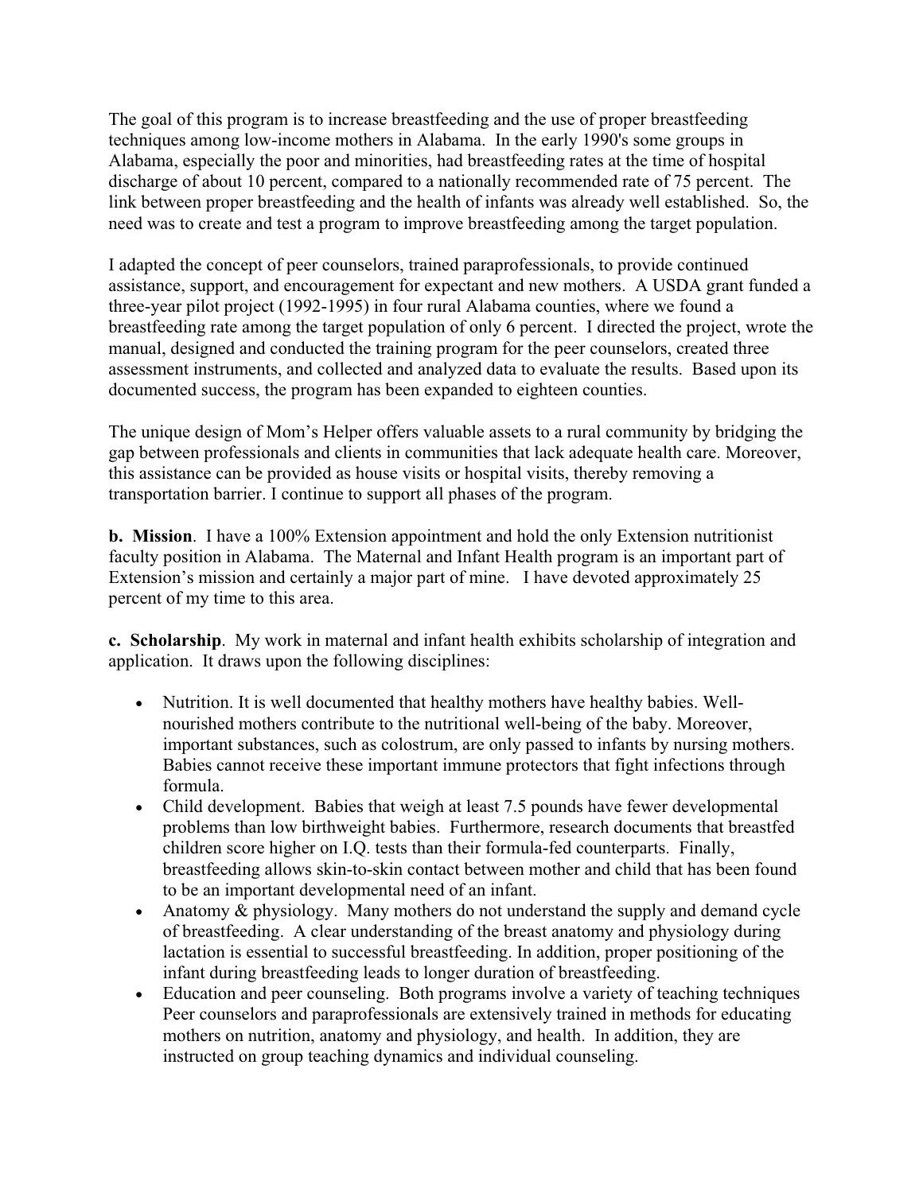The goal of this program is to increase breastfeeding and the use of proper breastfeeding techniques among low-income mothers in Alabama. In the early 1990's some groups in Alabama, especially the poor and minorities, had breastfeeding rates at the time of hospital discharge of about 10 percent, compared to a nationally recommended rate of 75 percent. The link between proper breastfeeding and the health of infants was already well established. So, the need was to create and test a program to improve breastfeeding among the target population.

I adapted the concept of peer counselors, trained paraprofessionals, to provide continued assistance, support, and encouragement for expectant and new mothers. A USDA grant funded a three-year pilot project (1992-1995) in four rural Alabama counties, where we found a breastfeeding rate among the target population of only 6 percent. I directed the project, wrote the manual, designed and conducted the training program for the peer counselors, created three assessment instruments, and collected and analyzed data to evaluate the results. Based upon its documented success, the program has been expanded to eighteen counties.

The unique design of Mom's Helper offers valuable assets to a rural community by bridging the gap between professionals and clients in communities that lack adequate health care. Moreover, this assistance can be provided as house visits or hospital visits, thereby removing a transportation barrier. I continue to support all phases of the program.

**b. Mission**. I have a 100% Extension appointment and hold the only Extension nutritionist faculty position in Alabama. The Maternal and Infant Health program is an important part of Extension's mission and certainly a major part of mine. I have devoted approximately 25 percent of my time to this area.

**c. Scholarship**. My work in maternal and infant health exhibits scholarship of integration and application. It draws upon the following disciplines:

- Nutrition. It is well documented that healthy mothers have healthy babies. Well-nourished mothers contribute to the nutritional well-being of the baby. Moreover, important substances, such as colostrum, are only passed to infants by nursing mothers. Babies cannot receive these important immune protectors that fight infections through formula.
- Child development. Babies that weigh at least 7.5 pounds have fewer developmental problems than low birthweight babies. Furthermore, research documents that breastfed children score higher on I.Q. tests than their formula-fed counterparts. Finally, breastfeeding allows skin-to-skin contact between mother and child that has been found to be an important developmental need of an infant.
- Anatomy & physiology. Many mothers do not understand the supply and demand cycle of breastfeeding. A clear understanding of the breast anatomy and physiology during lactation is essential to successful breastfeeding. In addition, proper positioning of the infant during breastfeeding leads to longer duration of breastfeeding.
- Education and peer counseling. Both programs involve a variety of teaching techniques Peer counselors and paraprofessionals are extensively trained in methods for educating mothers on nutrition, anatomy and physiology, and health. In addition, they are instructed on group teaching dynamics and individual counseling.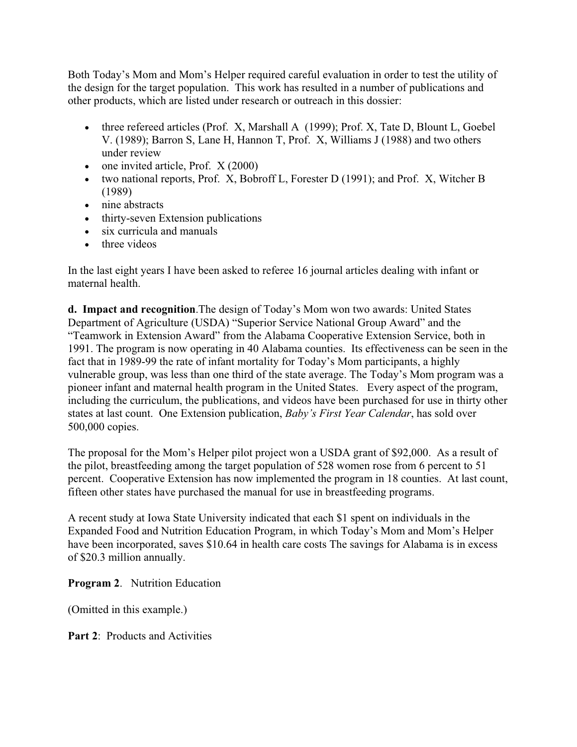Both Today's Mom and Mom's Helper required careful evaluation in order to test the utility of the design for the target population. This work has resulted in a number of publications and other products, which are listed under research or outreach in this dossier:

- three refereed articles (Prof. X, Marshall A (1999); Prof. X, Tate D, Blount L, Goebel V. (1989); Barron S, Lane H, Hannon T, Prof. X, Williams J (1988) and two others under review
- one invited article, Prof. X (2000)
- two national reports, Prof. X, Bobroff L, Forester D (1991); and Prof. X, Witcher B (1989)
- nine abstracts
- thirty-seven Extension publications
- six curricula and manuals
- three videos

In the last eight years I have been asked to referee 16 journal articles dealing with infant or maternal health.

**d. Impact and recognition**.The design of Today's Mom won two awards: United States Department of Agriculture (USDA) "Superior Service National Group Award" and the "Teamwork in Extension Award" from the Alabama Cooperative Extension Service, both in 1991. The program is now operating in 40 Alabama counties. Its effectiveness can be seen in the fact that in 1989-99 the rate of infant mortality for Today's Mom participants, a highly vulnerable group, was less than one third of the state average. The Today's Mom program was a pioneer infant and maternal health program in the United States. Every aspect of the program, including the curriculum, the publications, and videos have been purchased for use in thirty other states at last count. One Extension publication, *Baby's First Year Calendar*, has sold over 500,000 copies.

The proposal for the Mom's Helper pilot project won a USDA grant of $92,000. As a result of the pilot, breastfeeding among the target population of 528 women rose from 6 percent to 51 percent. Cooperative Extension has now implemented the program in 18 counties. At last count, fifteen other states have purchased the manual for use in breastfeeding programs.

A recent study at Iowa State University indicated that each $1 spent on individuals in the Expanded Food and Nutrition Education Program, in which Today's Mom and Mom's Helper have been incorporated, saves $10.64 in health care costs The savings for Alabama is in excess of $20.3 million annually.

**Program 2**. Nutrition Education

(Omitted in this example.)

**Part 2**: Products and Activities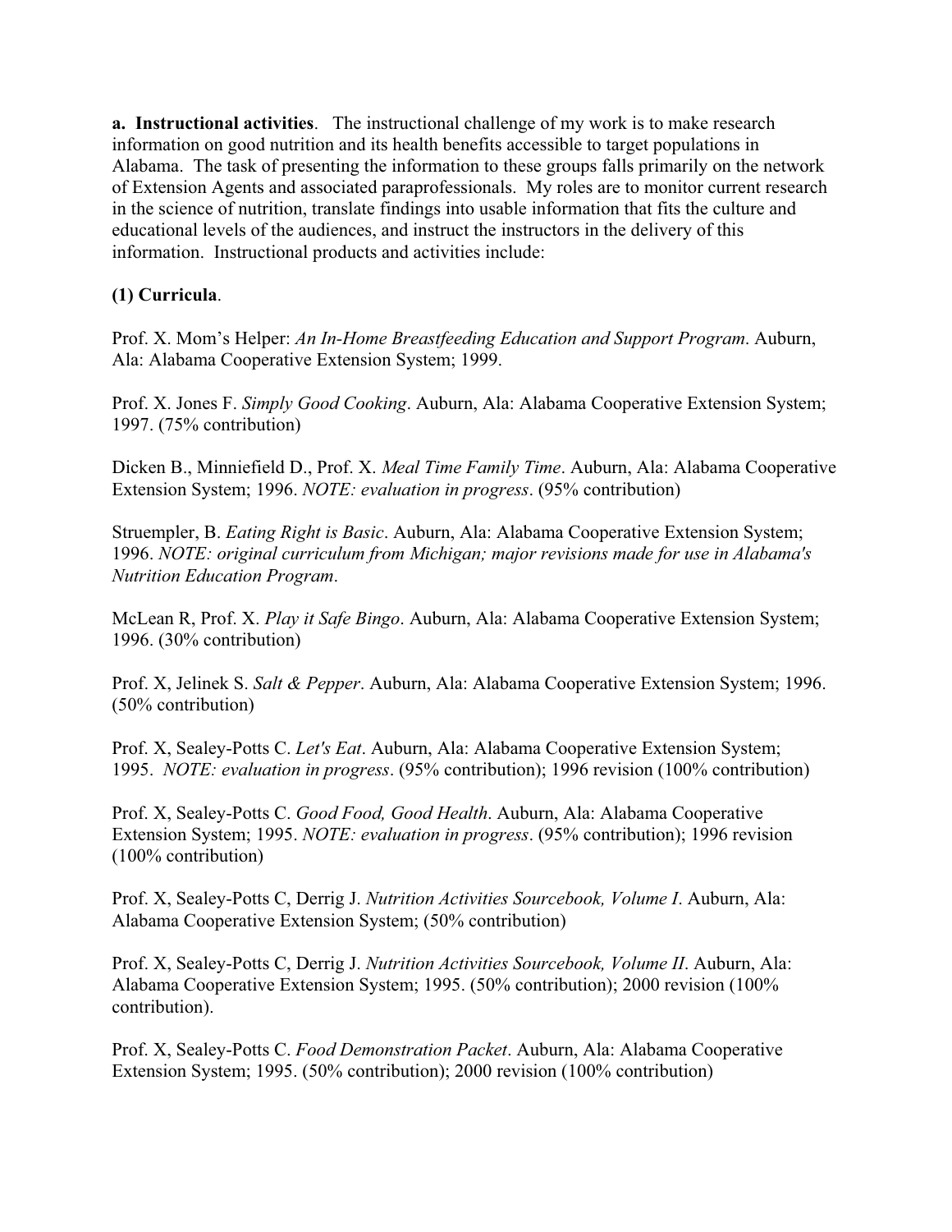**a. Instructional activities**. The instructional challenge of my work is to make research information on good nutrition and its health benefits accessible to target populations in Alabama. The task of presenting the information to these groups falls primarily on the network of Extension Agents and associated paraprofessionals. My roles are to monitor current research in the science of nutrition, translate findings into usable information that fits the culture and educational levels of the audiences, and instruct the instructors in the delivery of this information. Instructional products and activities include:

**(1) Curricula**.

Prof. X. Mom's Helper: *An In-Home Breastfeeding Education and Support Program*. Auburn, Ala: Alabama Cooperative Extension System; 1999.

Prof. X. Jones F. *Simply Good Cooking*. Auburn, Ala: Alabama Cooperative Extension System; 1997. (75% contribution)

Dicken B., Minniefield D., Prof. X. *Meal Time Family Time*. Auburn, Ala: Alabama Cooperative Extension System; 1996. *NOTE: evaluation in progress*. (95% contribution)

Struempler, B. *Eating Right is Basic*. Auburn, Ala: Alabama Cooperative Extension System; 1996. *NOTE: original curriculum from Michigan; major revisions made for use in Alabama's Nutrition Education Program*.

McLean R, Prof. X. *Play it Safe Bingo*. Auburn, Ala: Alabama Cooperative Extension System; 1996. (30% contribution)

Prof. X, Jelinek S. *Salt & Pepper*. Auburn, Ala: Alabama Cooperative Extension System; 1996. (50% contribution)

Prof. X, Sealey-Potts C. *Let's Eat*. Auburn, Ala: Alabama Cooperative Extension System; 1995. *NOTE: evaluation in progress*. (95% contribution); 1996 revision (100% contribution)

Prof. X, Sealey-Potts C. *Good Food, Good Health*. Auburn, Ala: Alabama Cooperative Extension System; 1995. *NOTE: evaluation in progress*. (95% contribution); 1996 revision (100% contribution)

Prof. X, Sealey-Potts C, Derrig J. *Nutrition Activities Sourcebook, Volume I*. Auburn, Ala: Alabama Cooperative Extension System; (50% contribution)

Prof. X, Sealey-Potts C, Derrig J. *Nutrition Activities Sourcebook, Volume II*. Auburn, Ala: Alabama Cooperative Extension System; 1995. (50% contribution); 2000 revision (100% contribution).

Prof. X, Sealey-Potts C. *Food Demonstration Packet*. Auburn, Ala: Alabama Cooperative Extension System; 1995. (50% contribution); 2000 revision (100% contribution)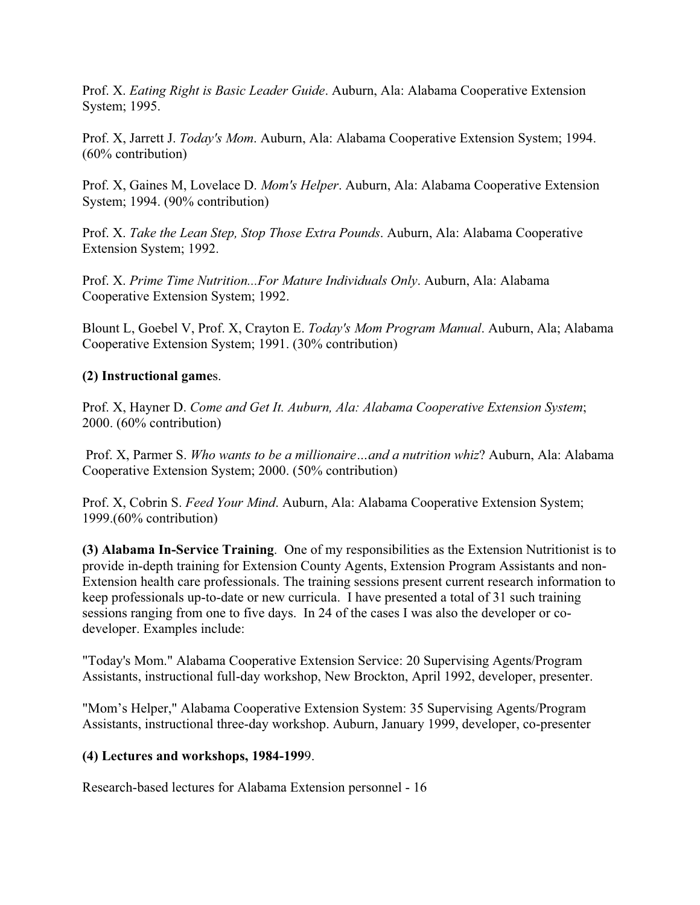Prof. X. *Eating Right is Basic Leader Guide*. Auburn, Ala: Alabama Cooperative Extension System; 1995.

Prof. X, Jarrett J. *Today's Mom*. Auburn, Ala: Alabama Cooperative Extension System; 1994. (60% contribution)

Prof. X, Gaines M, Lovelace D. *Mom's Helper*. Auburn, Ala: Alabama Cooperative Extension System; 1994. (90% contribution)

Prof. X. *Take the Lean Step, Stop Those Extra Pounds*. Auburn, Ala: Alabama Cooperative Extension System; 1992.

Prof. X. *Prime Time Nutrition...For Mature Individuals Only*. Auburn, Ala: Alabama Cooperative Extension System; 1992.

Blount L, Goebel V, Prof. X, Crayton E. *Today's Mom Program Manual*. Auburn, Ala; Alabama Cooperative Extension System; 1991. (30% contribution)

**(2) Instructional game**s.

Prof. X, Hayner D. *Come and Get It. Auburn, Ala: Alabama Cooperative Extension System*; 2000. (60% contribution)

Prof. X, Parmer S. *Who wants to be a millionaire…and a nutrition whiz*? Auburn, Ala: Alabama Cooperative Extension System; 2000. (50% contribution)

Prof. X, Cobrin S. *Feed Your Mind*. Auburn, Ala: Alabama Cooperative Extension System; 1999.(60% contribution)

**(3) Alabama In-Service Training**. One of my responsibilities as the Extension Nutritionist is to provide in-depth training for Extension County Agents, Extension Program Assistants and non-Extension health care professionals. The training sessions present current research information to keep professionals up-to-date or new curricula. I have presented a total of 31 such training sessions ranging from one to five days. In 24 of the cases I was also the developer or co-developer. Examples include:

"Today's Mom." Alabama Cooperative Extension Service: 20 Supervising Agents/Program Assistants, instructional full-day workshop, New Brockton, April 1992, developer, presenter.

"Mom's Helper," Alabama Cooperative Extension System: 35 Supervising Agents/Program Assistants, instructional three-day workshop. Auburn, January 1999, developer, co-presenter

**(4) Lectures and workshops, 1984-199**9.

Research-based lectures for Alabama Extension personnel - 16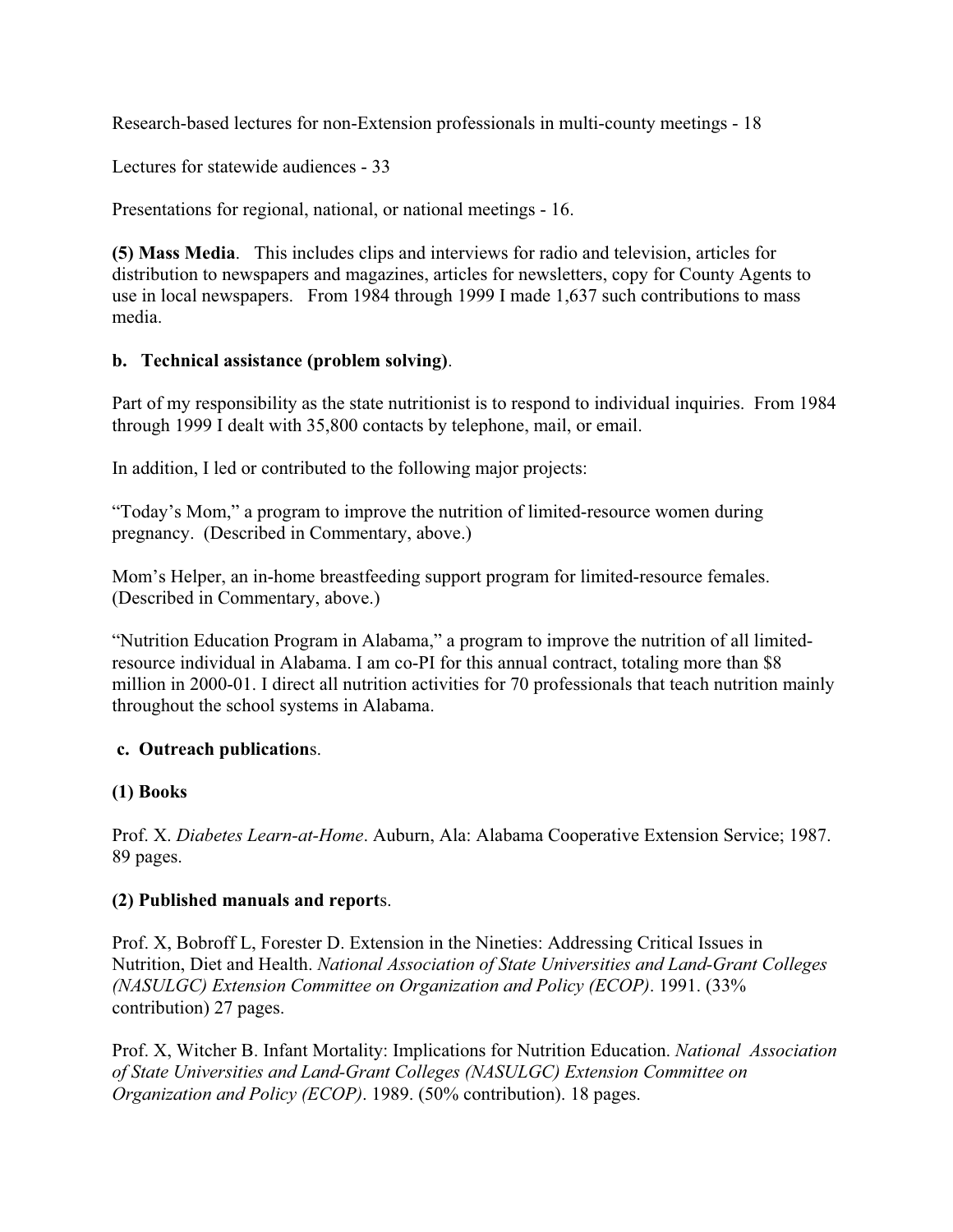Research-based lectures for non-Extension professionals in multi-county meetings - 18

Lectures for statewide audiences - 33

Presentations for regional, national, or national meetings - 16.

**(5) Mass Media**. This includes clips and interviews for radio and television, articles for distribution to newspapers and magazines, articles for newsletters, copy for County Agents to use in local newspapers. From 1984 through 1999 I made 1,637 such contributions to mass media.

**b. Technical assistance (problem solving)**.

Part of my responsibility as the state nutritionist is to respond to individual inquiries. From 1984 through 1999 I dealt with 35,800 contacts by telephone, mail, or email.

In addition, I led or contributed to the following major projects:

"Today's Mom," a program to improve the nutrition of limited-resource women during pregnancy. (Described in Commentary, above.)

Mom's Helper, an in-home breastfeeding support program for limited-resource females. (Described in Commentary, above.)

"Nutrition Education Program in Alabama," a program to improve the nutrition of all limited-resource individual in Alabama. I am co-PI for this annual contract, totaling more than $8 million in 2000-01. I direct all nutrition activities for 70 professionals that teach nutrition mainly throughout the school systems in Alabama.

**c. Outreach publication**s.

**(1) Books**

Prof. X. *Diabetes Learn-at-Home*. Auburn, Ala: Alabama Cooperative Extension Service; 1987. 89 pages.

**(2) Published manuals and report**s.

Prof. X, Bobroff L, Forester D. Extension in the Nineties: Addressing Critical Issues in Nutrition, Diet and Health. *National Association of State Universities and Land-Grant Colleges (NASULGC) Extension Committee on Organization and Policy (ECOP)*. 1991. (33% contribution) 27 pages.

Prof. X, Witcher B. Infant Mortality: Implications for Nutrition Education. *National Association of State Universities and Land-Grant Colleges (NASULGC) Extension Committee on Organization and Policy (ECOP)*. 1989. (50% contribution). 18 pages.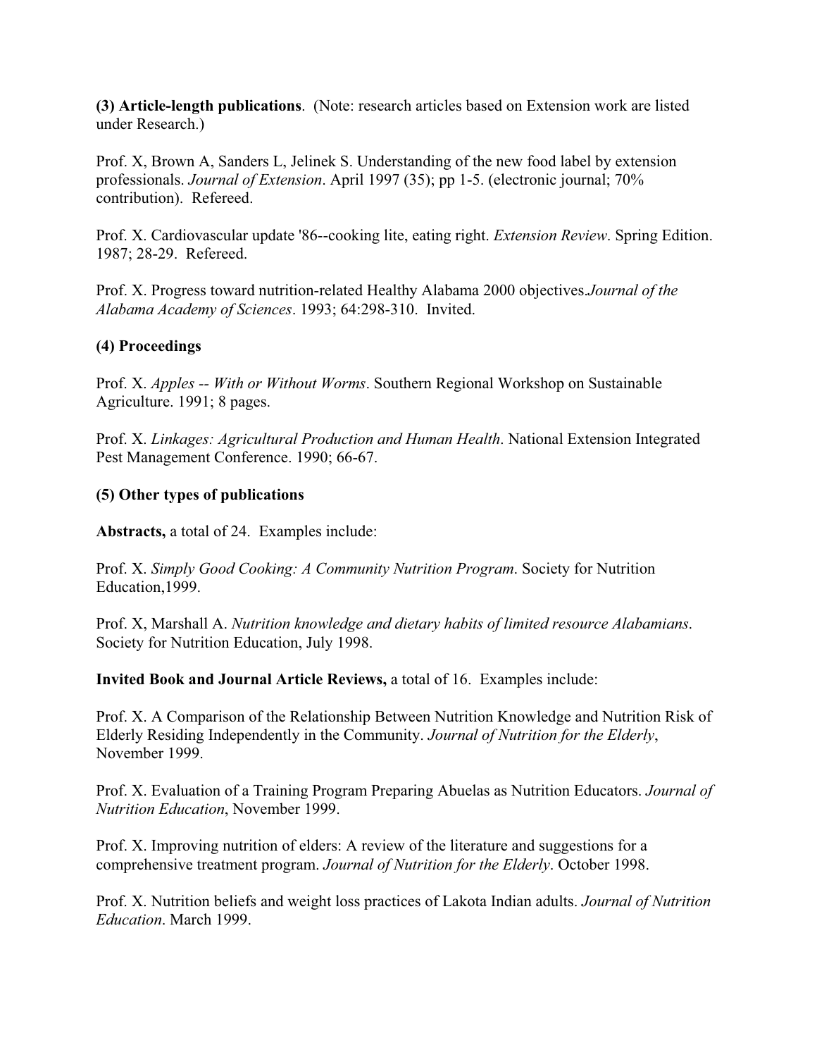**(3) Article-length publications**. (Note: research articles based on Extension work are listed under Research.)

Prof. X, Brown A, Sanders L, Jelinek S. Understanding of the new food label by extension professionals. *Journal of Extension*. April 1997 (35); pp 1-5. (electronic journal; 70% contribution). Refereed.

Prof. X. Cardiovascular update '86--cooking lite, eating right. *Extension Review*. Spring Edition. 1987; 28-29. Refereed.

Prof. X. Progress toward nutrition-related Healthy Alabama 2000 objectives.*Journal of the Alabama Academy of Sciences*. 1993; 64:298-310. Invited.

**(4) Proceedings**

Prof. X. *Apples -- With or Without Worms*. Southern Regional Workshop on Sustainable Agriculture. 1991; 8 pages.

Prof. X. *Linkages: Agricultural Production and Human Health*. National Extension Integrated Pest Management Conference. 1990; 66-67.

**(5) Other types of publications**

**Abstracts,** a total of 24. Examples include:

Prof. X. *Simply Good Cooking: A Community Nutrition Program*. Society for Nutrition Education,1999.

Prof. X, Marshall A. *Nutrition knowledge and dietary habits of limited resource Alabamians*. Society for Nutrition Education, July 1998.

**Invited Book and Journal Article Reviews,** a total of 16. Examples include:

Prof. X. A Comparison of the Relationship Between Nutrition Knowledge and Nutrition Risk of Elderly Residing Independently in the Community. *Journal of Nutrition for the Elderly*, November 1999.

Prof. X. Evaluation of a Training Program Preparing Abuelas as Nutrition Educators. *Journal of Nutrition Education*, November 1999.

Prof. X. Improving nutrition of elders: A review of the literature and suggestions for a comprehensive treatment program. *Journal of Nutrition for the Elderly*. October 1998.

Prof. X. Nutrition beliefs and weight loss practices of Lakota Indian adults. *Journal of Nutrition Education*. March 1999.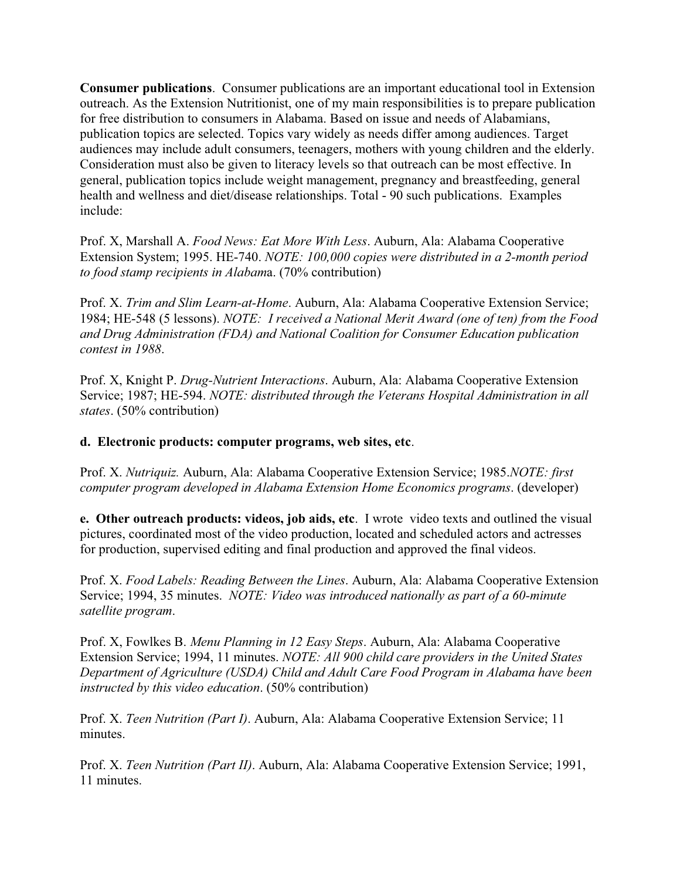**Consumer publications**. Consumer publications are an important educational tool in Extension outreach. As the Extension Nutritionist, one of my main responsibilities is to prepare publication for free distribution to consumers in Alabama. Based on issue and needs of Alabamians, publication topics are selected. Topics vary widely as needs differ among audiences. Target audiences may include adult consumers, teenagers, mothers with young children and the elderly. Consideration must also be given to literacy levels so that outreach can be most effective. In general, publication topics include weight management, pregnancy and breastfeeding, general health and wellness and diet/disease relationships. Total - 90 such publications. Examples include:

Prof. X, Marshall A. *Food News: Eat More With Less*. Auburn, Ala: Alabama Cooperative Extension System; 1995. HE-740. *NOTE: 100,000 copies were distributed in a 2-month period to food stamp recipients in Alabam*a. (70% contribution)

Prof. X. *Trim and Slim Learn-at-Home*. Auburn, Ala: Alabama Cooperative Extension Service; 1984; HE-548 (5 lessons). *NOTE: I received a National Merit Award (one of ten) from the Food and Drug Administration (FDA) and National Coalition for Consumer Education publication contest in 1988*.

Prof. X, Knight P. *Drug-Nutrient Interactions*. Auburn, Ala: Alabama Cooperative Extension Service; 1987; HE-594. *NOTE: distributed through the Veterans Hospital Administration in all states*. (50% contribution)

**d. Electronic products: computer programs, web sites, etc**.

Prof. X. *Nutriquiz.* Auburn, Ala: Alabama Cooperative Extension Service; 1985.*NOTE: first computer program developed in Alabama Extension Home Economics programs*. (developer)

**e. Other outreach products: videos, job aids, etc**. I wrote video texts and outlined the visual pictures, coordinated most of the video production, located and scheduled actors and actresses for production, supervised editing and final production and approved the final videos.

Prof. X. *Food Labels: Reading Between the Lines*. Auburn, Ala: Alabama Cooperative Extension Service; 1994, 35 minutes. *NOTE: Video was introduced nationally as part of a 60-minute satellite program*.

Prof. X, Fowlkes B. *Menu Planning in 12 Easy Steps*. Auburn, Ala: Alabama Cooperative Extension Service; 1994, 11 minutes. *NOTE: All 900 child care providers in the United States Department of Agriculture (USDA) Child and Adult Care Food Program in Alabama have been instructed by this video education*. (50% contribution)

Prof. X. *Teen Nutrition (Part I)*. Auburn, Ala: Alabama Cooperative Extension Service; 11 minutes.

Prof. X. *Teen Nutrition (Part II)*. Auburn, Ala: Alabama Cooperative Extension Service; 1991, 11 minutes.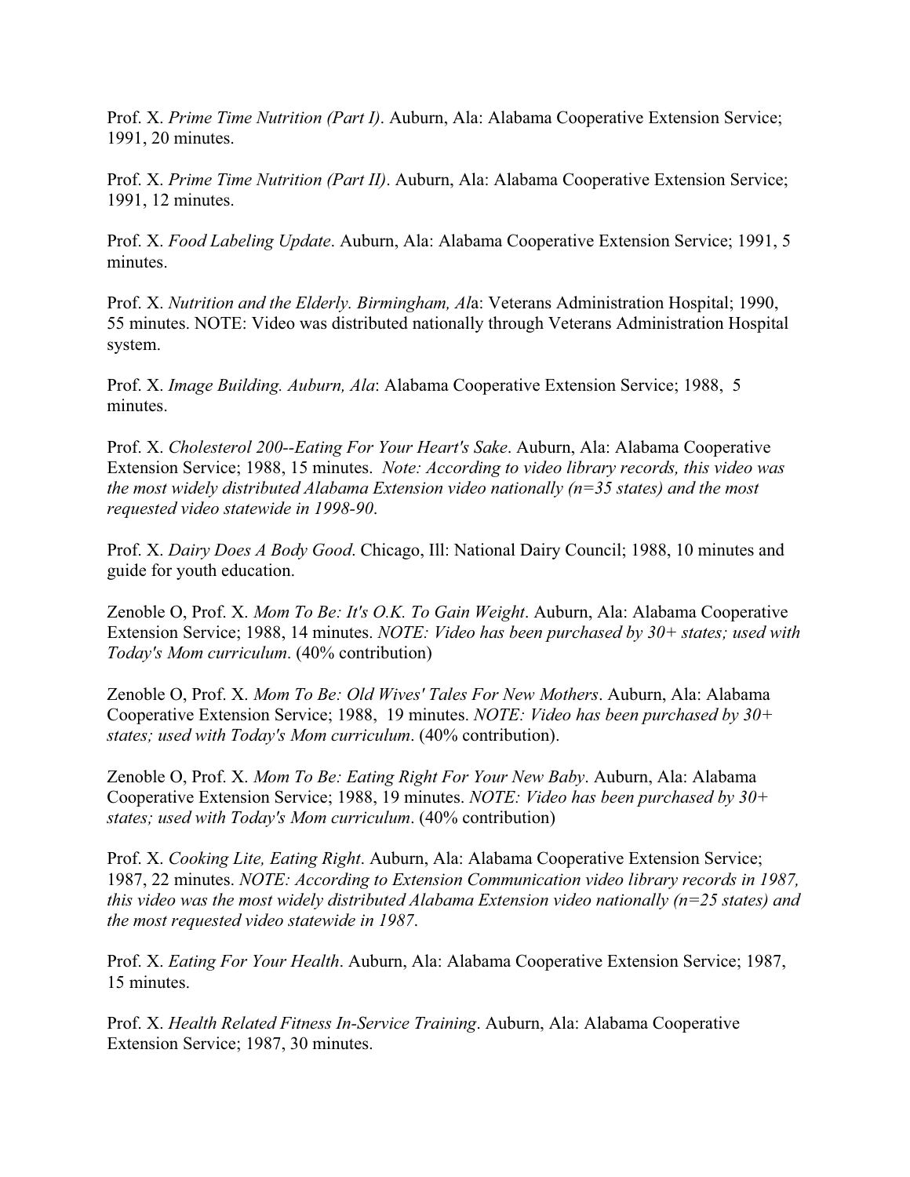Prof. X. *Prime Time Nutrition (Part I)*. Auburn, Ala: Alabama Cooperative Extension Service; 1991, 20 minutes.

Prof. X. *Prime Time Nutrition (Part II)*. Auburn, Ala: Alabama Cooperative Extension Service; 1991, 12 minutes.

Prof. X. *Food Labeling Update*. Auburn, Ala: Alabama Cooperative Extension Service; 1991, 5 minutes.

Prof. X. *Nutrition and the Elderly. Birmingham, Al*a: Veterans Administration Hospital; 1990, 55 minutes. NOTE: Video was distributed nationally through Veterans Administration Hospital system.

Prof. X. *Image Building. Auburn, Ala*: Alabama Cooperative Extension Service; 1988, 5 minutes.

Prof. X. *Cholesterol 200--Eating For Your Heart's Sake*. Auburn, Ala: Alabama Cooperative Extension Service; 1988, 15 minutes. *Note: According to video library records, this video was the most widely distributed Alabama Extension video nationally (n=35 states) and the most requested video statewide in 1998-90*.

Prof. X. *Dairy Does A Body Good*. Chicago, Ill: National Dairy Council; 1988, 10 minutes and guide for youth education.

Zenoble O, Prof. X. *Mom To Be: It's O.K. To Gain Weight*. Auburn, Ala: Alabama Cooperative Extension Service; 1988, 14 minutes. *NOTE: Video has been purchased by 30+ states; used with Today's Mom curriculum*. (40% contribution)

Zenoble O, Prof. X. *Mom To Be: Old Wives' Tales For New Mothers*. Auburn, Ala: Alabama Cooperative Extension Service; 1988, 19 minutes. *NOTE: Video has been purchased by 30+ states; used with Today's Mom curriculum*. (40% contribution).

Zenoble O, Prof. X. *Mom To Be: Eating Right For Your New Baby*. Auburn, Ala: Alabama Cooperative Extension Service; 1988, 19 minutes. *NOTE: Video has been purchased by 30+ states; used with Today's Mom curriculum*. (40% contribution)

Prof. X. *Cooking Lite, Eating Right*. Auburn, Ala: Alabama Cooperative Extension Service; 1987, 22 minutes. *NOTE: According to Extension Communication video library records in 1987, this video was the most widely distributed Alabama Extension video nationally (n=25 states) and the most requested video statewide in 1987*.

Prof. X. *Eating For Your Health*. Auburn, Ala: Alabama Cooperative Extension Service; 1987, 15 minutes.

Prof. X. *Health Related Fitness In-Service Training*. Auburn, Ala: Alabama Cooperative Extension Service; 1987, 30 minutes.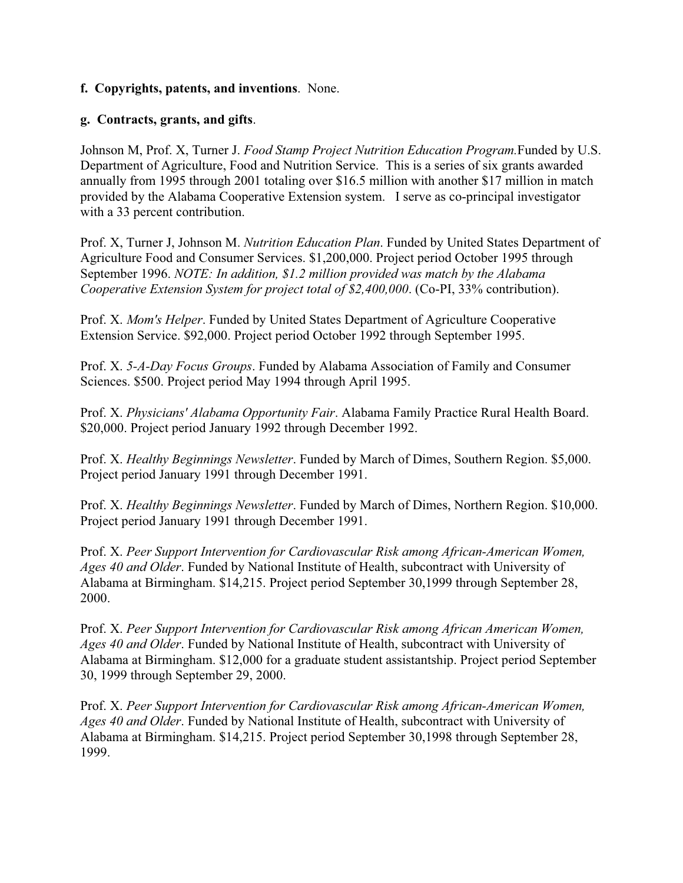**f. Copyrights, patents, and inventions**. None.

**g. Contracts, grants, and gifts**.

Johnson M, Prof. X, Turner J. *Food Stamp Project Nutrition Education Program.*Funded by U.S. Department of Agriculture, Food and Nutrition Service. This is a series of six grants awarded annually from 1995 through 2001 totaling over $16.5 million with another $17 million in match provided by the Alabama Cooperative Extension system. I serve as co-principal investigator with a 33 percent contribution.

Prof. X, Turner J, Johnson M. *Nutrition Education Plan*. Funded by United States Department of Agriculture Food and Consumer Services. $1,200,000. Project period October 1995 through September 1996. *NOTE: In addition, $1.2 million provided was match by the Alabama Cooperative Extension System for project total of $2,400,000*. (Co-PI, 33% contribution).

Prof. X. *Mom's Helper*. Funded by United States Department of Agriculture Cooperative Extension Service. $92,000. Project period October 1992 through September 1995.

Prof. X. *5-A-Day Focus Groups*. Funded by Alabama Association of Family and Consumer Sciences. $500. Project period May 1994 through April 1995.

Prof. X. *Physicians' Alabama Opportunity Fair*. Alabama Family Practice Rural Health Board. $20,000. Project period January 1992 through December 1992.

Prof. X. *Healthy Beginnings Newsletter*. Funded by March of Dimes, Southern Region. $5,000. Project period January 1991 through December 1991.

Prof. X. *Healthy Beginnings Newsletter*. Funded by March of Dimes, Northern Region. $10,000. Project period January 1991 through December 1991.

Prof. X. *Peer Support Intervention for Cardiovascular Risk among African-American Women, Ages 40 and Older*. Funded by National Institute of Health, subcontract with University of Alabama at Birmingham. $14,215. Project period September 30,1999 through September 28, 2000.

Prof. X. *Peer Support Intervention for Cardiovascular Risk among African American Women, Ages 40 and Older*. Funded by National Institute of Health, subcontract with University of Alabama at Birmingham. $12,000 for a graduate student assistantship. Project period September 30, 1999 through September 29, 2000.

Prof. X. *Peer Support Intervention for Cardiovascular Risk among African-American Women, Ages 40 and Older*. Funded by National Institute of Health, subcontract with University of Alabama at Birmingham. $14,215. Project period September 30,1998 through September 28, 1999.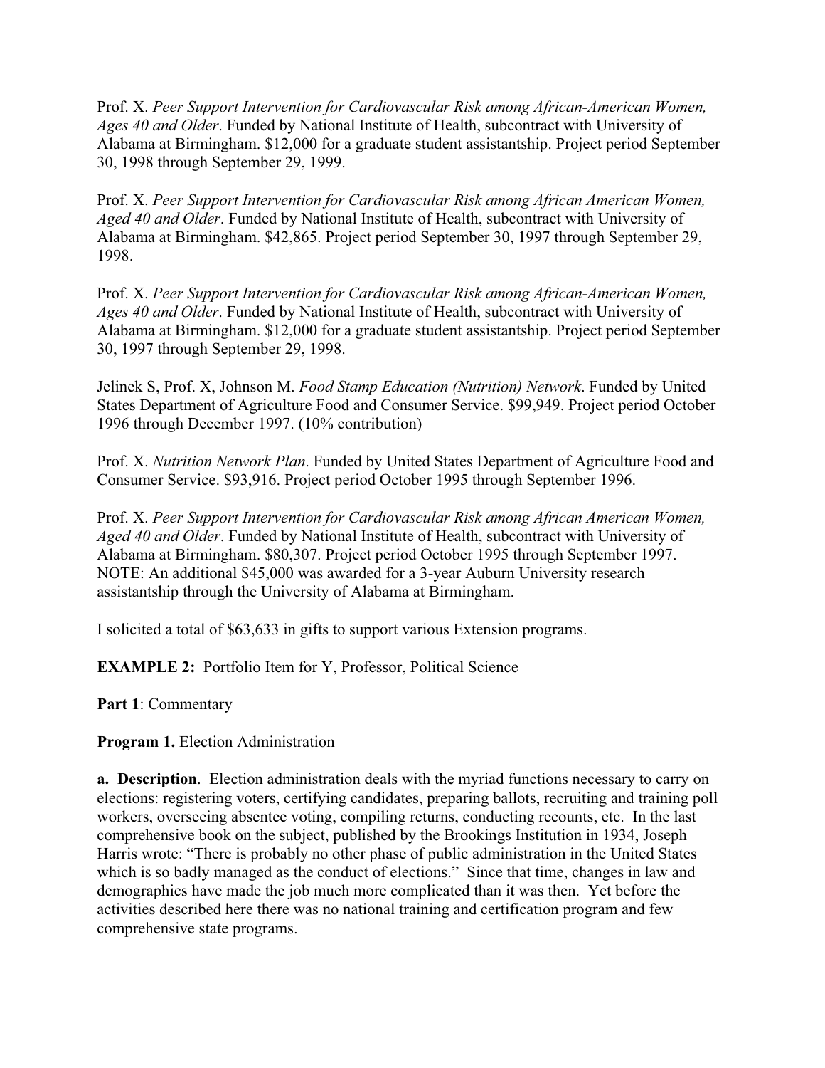Prof. X. *Peer Support Intervention for Cardiovascular Risk among African-American Women, Ages 40 and Older*. Funded by National Institute of Health, subcontract with University of Alabama at Birmingham. $12,000 for a graduate student assistantship. Project period September 30, 1998 through September 29, 1999.

Prof. X. *Peer Support Intervention for Cardiovascular Risk among African American Women, Aged 40 and Older*. Funded by National Institute of Health, subcontract with University of Alabama at Birmingham. $42,865. Project period September 30, 1997 through September 29, 1998.

Prof. X. *Peer Support Intervention for Cardiovascular Risk among African-American Women, Ages 40 and Older*. Funded by National Institute of Health, subcontract with University of Alabama at Birmingham. $12,000 for a graduate student assistantship. Project period September 30, 1997 through September 29, 1998.

Jelinek S, Prof. X, Johnson M. *Food Stamp Education (Nutrition) Network*. Funded by United States Department of Agriculture Food and Consumer Service. $99,949. Project period October 1996 through December 1997. (10% contribution)

Prof. X. *Nutrition Network Plan*. Funded by United States Department of Agriculture Food and Consumer Service. $93,916. Project period October 1995 through September 1996.

Prof. X. *Peer Support Intervention for Cardiovascular Risk among African American Women, Aged 40 and Older*. Funded by National Institute of Health, subcontract with University of Alabama at Birmingham. $80,307. Project period October 1995 through September 1997. NOTE: An additional $45,000 was awarded for a 3-year Auburn University research assistantship through the University of Alabama at Birmingham.

I solicited a total of $63,633 in gifts to support various Extension programs.

**EXAMPLE 2:** Portfolio Item for Y, Professor, Political Science

**Part 1**: Commentary

**Program 1.** Election Administration

**a. Description**. Election administration deals with the myriad functions necessary to carry on elections: registering voters, certifying candidates, preparing ballots, recruiting and training poll workers, overseeing absentee voting, compiling returns, conducting recounts, etc. In the last comprehensive book on the subject, published by the Brookings Institution in 1934, Joseph Harris wrote: "There is probably no other phase of public administration in the United States which is so badly managed as the conduct of elections." Since that time, changes in law and demographics have made the job much more complicated than it was then. Yet before the activities described here there was no national training and certification program and few comprehensive state programs.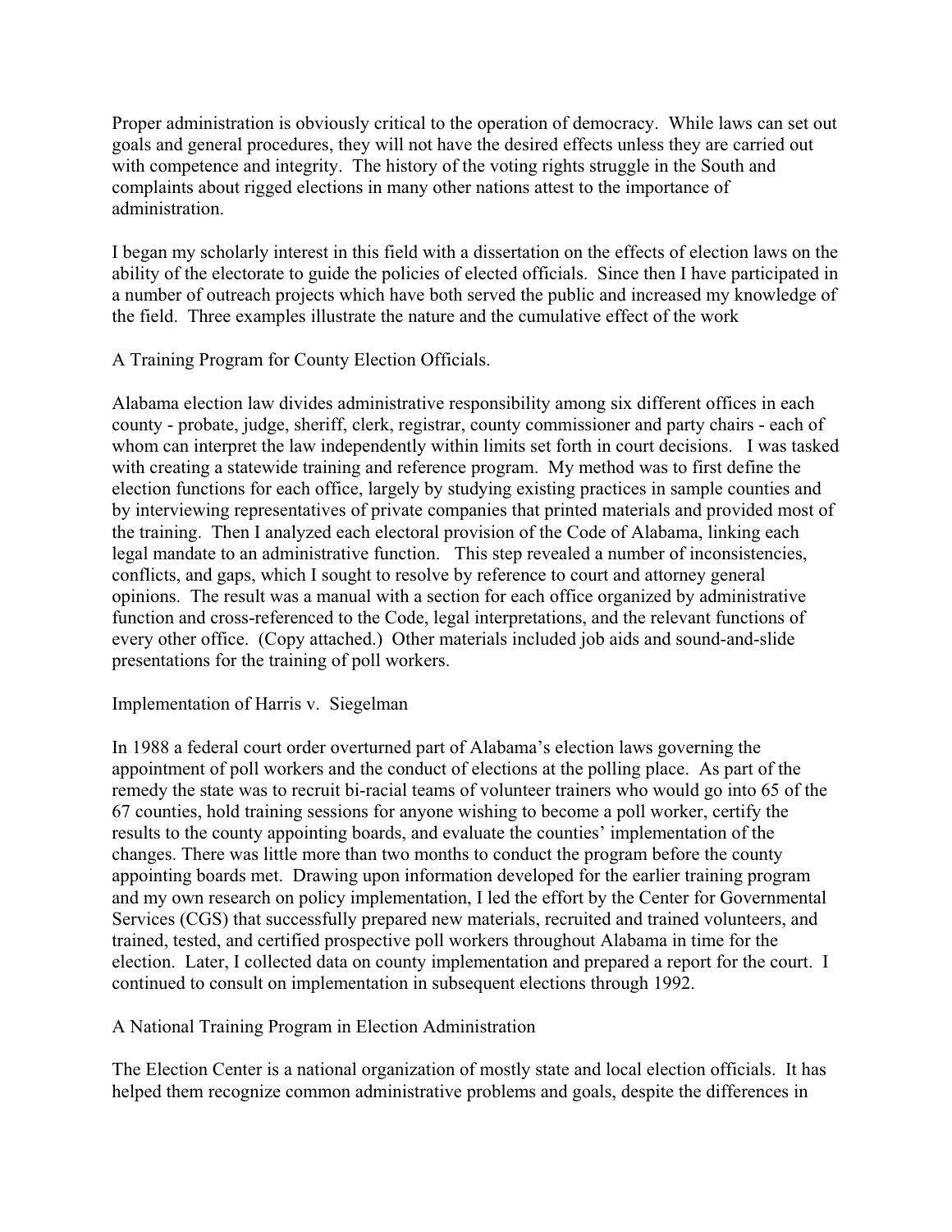Proper administration is obviously critical to the operation of democracy. While laws can set out goals and general procedures, they will not have the desired effects unless they are carried out with competence and integrity. The history of the voting rights struggle in the South and complaints about rigged elections in many other nations attest to the importance of administration.

I began my scholarly interest in this field with a dissertation on the effects of election laws on the ability of the electorate to guide the policies of elected officials. Since then I have participated in a number of outreach projects which have both served the public and increased my knowledge of the field. Three examples illustrate the nature and the cumulative effect of the work

A Training Program for County Election Officials.

Alabama election law divides administrative responsibility among six different offices in each county - probate, judge, sheriff, clerk, registrar, county commissioner and party chairs - each of whom can interpret the law independently within limits set forth in court decisions. I was tasked with creating a statewide training and reference program. My method was to first define the election functions for each office, largely by studying existing practices in sample counties and by interviewing representatives of private companies that printed materials and provided most of the training. Then I analyzed each electoral provision of the Code of Alabama, linking each legal mandate to an administrative function. This step revealed a number of inconsistencies, conflicts, and gaps, which I sought to resolve by reference to court and attorney general opinions. The result was a manual with a section for each office organized by administrative function and cross-referenced to the Code, legal interpretations, and the relevant functions of every other office. (Copy attached.) Other materials included job aids and sound-and-slide presentations for the training of poll workers.

Implementation of Harris v. Siegelman

In 1988 a federal court order overturned part of Alabama's election laws governing the appointment of poll workers and the conduct of elections at the polling place. As part of the remedy the state was to recruit bi-racial teams of volunteer trainers who would go into 65 of the 67 counties, hold training sessions for anyone wishing to become a poll worker, certify the results to the county appointing boards, and evaluate the counties' implementation of the changes. There was little more than two months to conduct the program before the county appointing boards met. Drawing upon information developed for the earlier training program and my own research on policy implementation, I led the effort by the Center for Governmental Services (CGS) that successfully prepared new materials, recruited and trained volunteers, and trained, tested, and certified prospective poll workers throughout Alabama in time for the election. Later, I collected data on county implementation and prepared a report for the court. I continued to consult on implementation in subsequent elections through 1992.

A National Training Program in Election Administration

The Election Center is a national organization of mostly state and local election officials. It has helped them recognize common administrative problems and goals, despite the differences in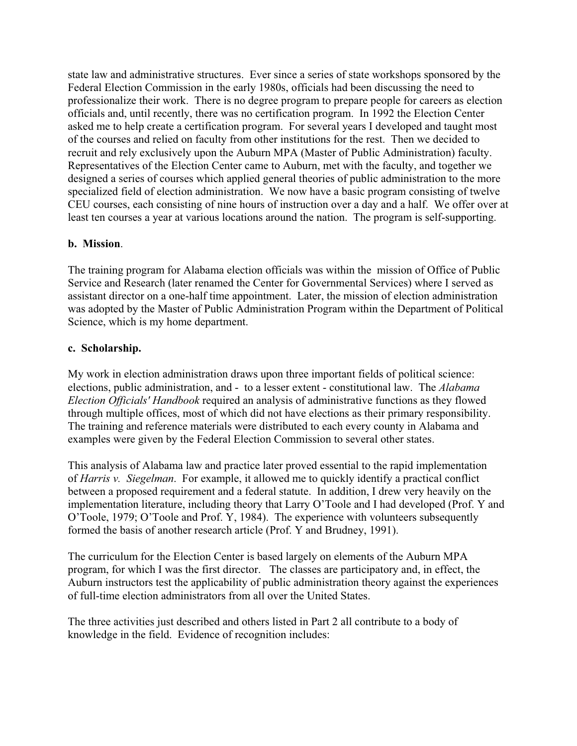state law and administrative structures. Ever since a series of state workshops sponsored by the Federal Election Commission in the early 1980s, officials had been discussing the need to professionalize their work. There is no degree program to prepare people for careers as election officials and, until recently, there was no certification program. In 1992 the Election Center asked me to help create a certification program. For several years I developed and taught most of the courses and relied on faculty from other institutions for the rest. Then we decided to recruit and rely exclusively upon the Auburn MPA (Master of Public Administration) faculty. Representatives of the Election Center came to Auburn, met with the faculty, and together we designed a series of courses which applied general theories of public administration to the more specialized field of election administration. We now have a basic program consisting of twelve CEU courses, each consisting of nine hours of instruction over a day and a half. We offer over at least ten courses a year at various locations around the nation. The program is self-supporting.

**b. Mission**.

The training program for Alabama election officials was within the mission of Office of Public Service and Research (later renamed the Center for Governmental Services) where I served as assistant director on a one-half time appointment. Later, the mission of election administration was adopted by the Master of Public Administration Program within the Department of Political Science, which is my home department.

**c. Scholarship.**

My work in election administration draws upon three important fields of political science: elections, public administration, and - to a lesser extent - constitutional law. The *Alabama Election Officials' Handbook* required an analysis of administrative functions as they flowed through multiple offices, most of which did not have elections as their primary responsibility. The training and reference materials were distributed to each every county in Alabama and examples were given by the Federal Election Commission to several other states.

This analysis of Alabama law and practice later proved essential to the rapid implementation of *Harris v. Siegelman*. For example, it allowed me to quickly identify a practical conflict between a proposed requirement and a federal statute. In addition, I drew very heavily on the implementation literature, including theory that Larry O'Toole and I had developed (Prof. Y and O'Toole, 1979; O'Toole and Prof. Y, 1984). The experience with volunteers subsequently formed the basis of another research article (Prof. Y and Brudney, 1991).

The curriculum for the Election Center is based largely on elements of the Auburn MPA program, for which I was the first director. The classes are participatory and, in effect, the Auburn instructors test the applicability of public administration theory against the experiences of full-time election administrators from all over the United States.

The three activities just described and others listed in Part 2 all contribute to a body of knowledge in the field. Evidence of recognition includes: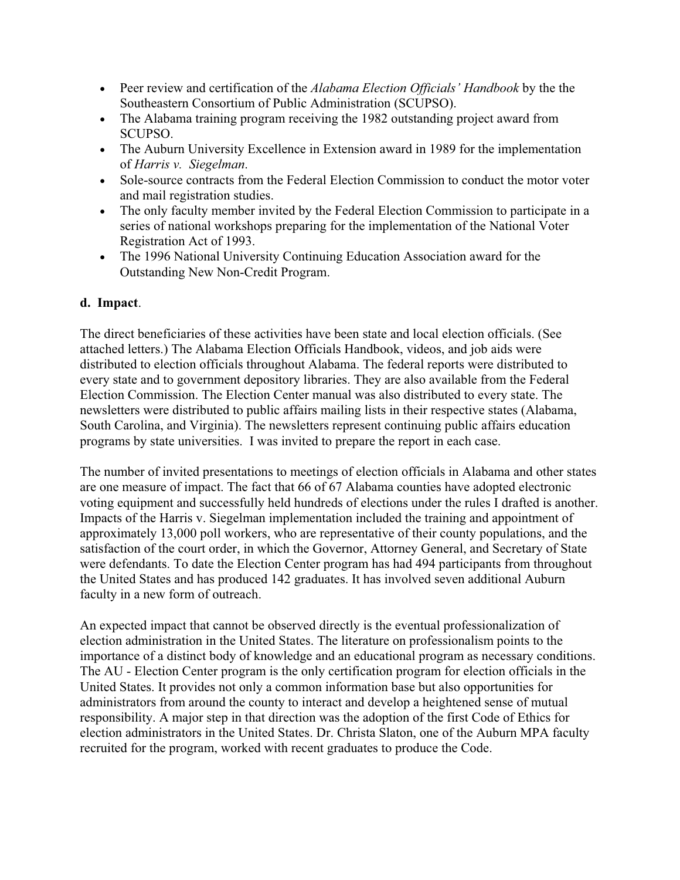- Peer review and certification of the *Alabama Election Officials' Handbook* by the the Southeastern Consortium of Public Administration (SCUPSO).
- The Alabama training program receiving the 1982 outstanding project award from SCUPSO.
- The Auburn University Excellence in Extension award in 1989 for the implementation of *Harris v. Siegelman*.
- Sole-source contracts from the Federal Election Commission to conduct the motor voter and mail registration studies.
- The only faculty member invited by the Federal Election Commission to participate in a series of national workshops preparing for the implementation of the National Voter Registration Act of 1993.
- The 1996 National University Continuing Education Association award for the Outstanding New Non-Credit Program.

**d. Impact**.

The direct beneficiaries of these activities have been state and local election officials. (See attached letters.) The Alabama Election Officials Handbook, videos, and job aids were distributed to election officials throughout Alabama. The federal reports were distributed to every state and to government depository libraries. They are also available from the Federal Election Commission. The Election Center manual was also distributed to every state. The newsletters were distributed to public affairs mailing lists in their respective states (Alabama, South Carolina, and Virginia). The newsletters represent continuing public affairs education programs by state universities. I was invited to prepare the report in each case.

The number of invited presentations to meetings of election officials in Alabama and other states are one measure of impact. The fact that 66 of 67 Alabama counties have adopted electronic voting equipment and successfully held hundreds of elections under the rules I drafted is another. Impacts of the Harris v. Siegelman implementation included the training and appointment of approximately 13,000 poll workers, who are representative of their county populations, and the satisfaction of the court order, in which the Governor, Attorney General, and Secretary of State were defendants. To date the Election Center program has had 494 participants from throughout the United States and has produced 142 graduates. It has involved seven additional Auburn faculty in a new form of outreach.

An expected impact that cannot be observed directly is the eventual professionalization of election administration in the United States. The literature on professionalism points to the importance of a distinct body of knowledge and an educational program as necessary conditions. The AU - Election Center program is the only certification program for election officials in the United States. It provides not only a common information base but also opportunities for administrators from around the county to interact and develop a heightened sense of mutual responsibility. A major step in that direction was the adoption of the first Code of Ethics for election administrators in the United States. Dr. Christa Slaton, one of the Auburn MPA faculty recruited for the program, worked with recent graduates to produce the Code.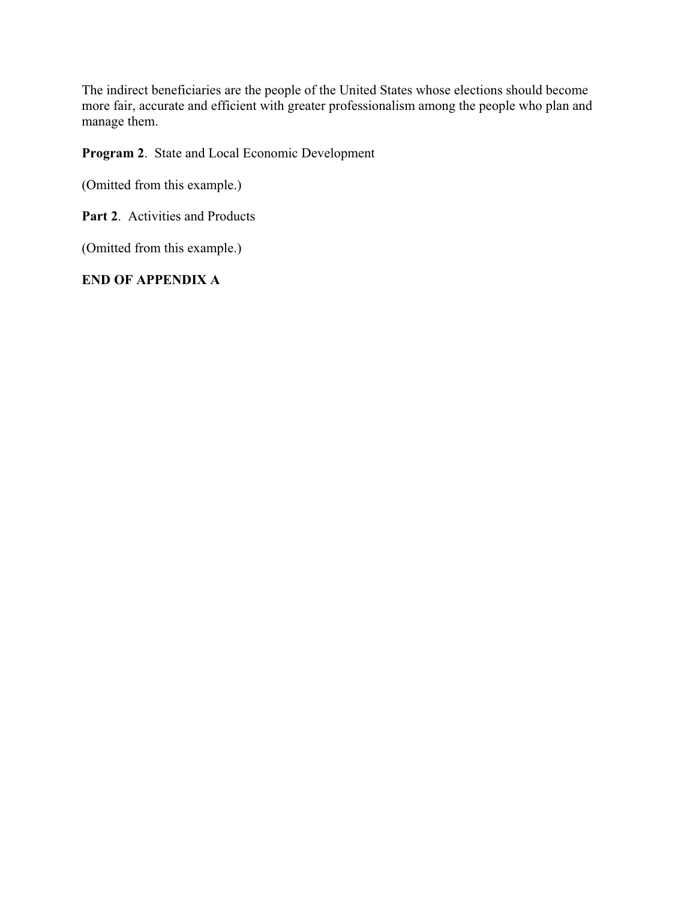The indirect beneficiaries are the people of the United States whose elections should become more fair, accurate and efficient with greater professionalism among the people who plan and manage them.

**Program 2**. State and Local Economic Development

(Omitted from this example.)

**Part 2**. Activities and Products

(Omitted from this example.)

**END OF APPENDIX A**